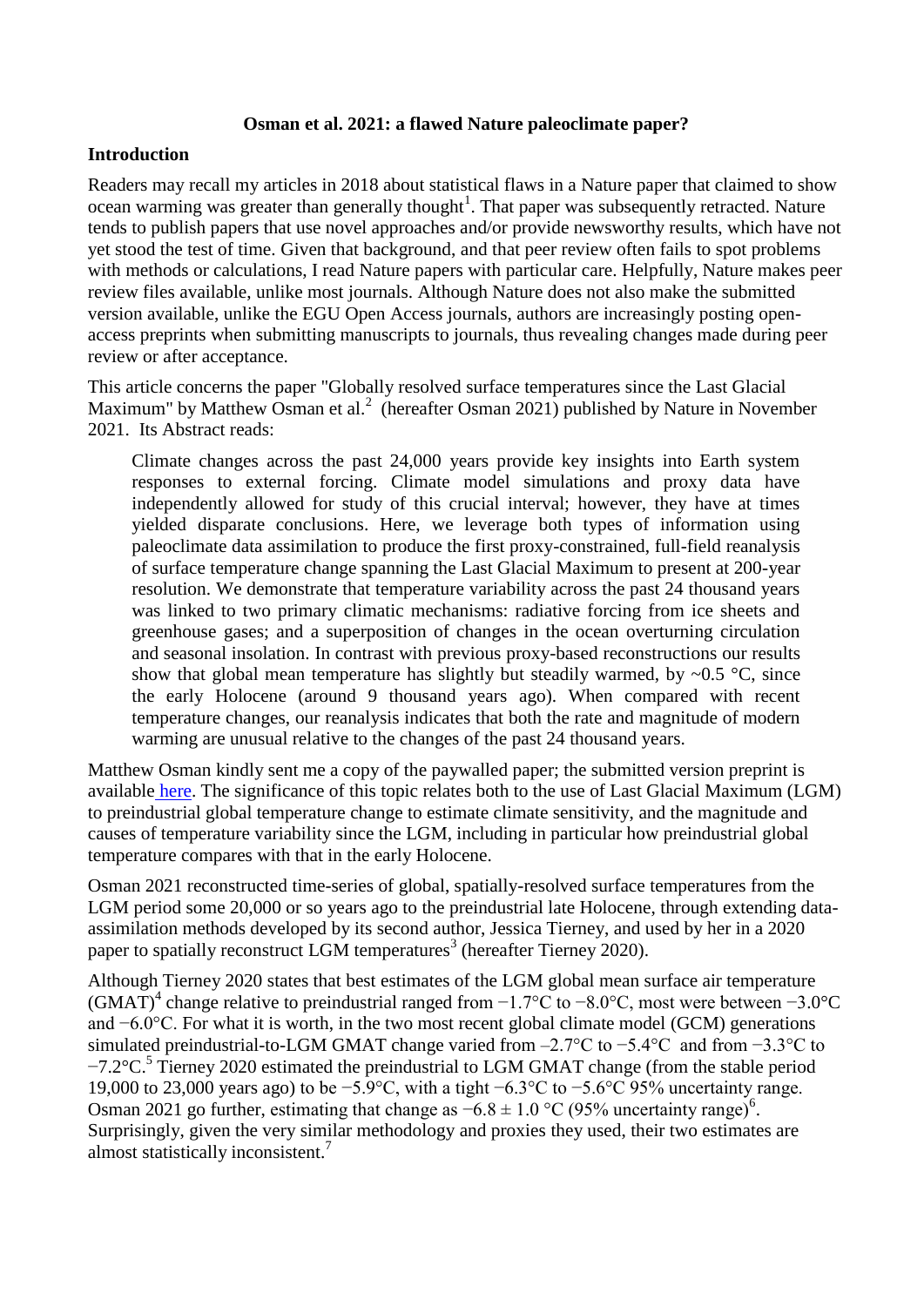**Osman et al. 2021: a flawed Nature paleoclimate paper?**

**Introduction**

Readers may recall my articles in 2018 about statistical flaws in a Nature paper that claimed to show ocean warming was greater than generally thought[1]. That paper was subsequently retracted. Nature tends to publish papers that use novel approaches and/or provide newsworthy results, which have not yet stood the test of time. Given that background, and that peer review often fails to spot problems with methods or calculations, I read Nature papers with particular care. Helpfully, Nature makes peer review files available, unlike most journals. Although Nature does not also make the submitted version available, unlike the EGU Open Access journals, authors are increasingly posting open-access preprints when submitting manuscripts to journals, thus revealing changes made during peer review or after acceptance.

This article concerns the paper "Globally resolved surface temperatures since the Last Glacial Maximum" by Matthew Osman et al.[2] (hereafter Osman 2021) published by Nature in November 2021. Its Abstract reads:

> Climate changes across the past 24,000 years provide key insights into Earth system responses to external forcing. Climate model simulations and proxy data have independently allowed for study of this crucial interval; however, they have at times yielded disparate conclusions. Here, we leverage both types of information using paleoclimate data assimilation to produce the first proxy-constrained, full-field reanalysis of surface temperature change spanning the Last Glacial Maximum to present at 200-year resolution. We demonstrate that temperature variability across the past 24 thousand years was linked to two primary climatic mechanisms: radiative forcing from ice sheets and greenhouse gases; and a superposition of changes in the ocean overturning circulation and seasonal insolation. In contrast with previous proxy-based reconstructions our results show that global mean temperature has slightly but steadily warmed, by ~0.5 °C, since the early Holocene (around 9 thousand years ago). When compared with recent temperature changes, our reanalysis indicates that both the rate and magnitude of modern warming are unusual relative to the changes of the past 24 thousand years.

Matthew Osman kindly sent me a copy of the paywalled paper; the submitted version preprint is available here. The significance of this topic relates both to the use of Last Glacial Maximum (LGM) to preindustrial global temperature change to estimate climate sensitivity, and the magnitude and causes of temperature variability since the LGM, including in particular how preindustrial global temperature compares with that in the early Holocene.

Osman 2021 reconstructed time-series of global, spatially-resolved surface temperatures from the LGM period some 20,000 or so years ago to the preindustrial late Holocene, through extending data-assimilation methods developed by its second author, Jessica Tierney, and used by her in a 2020 paper to spatially reconstruct LGM temperatures[3] (hereafter Tierney 2020).

Although Tierney 2020 states that best estimates of the LGM global mean surface air temperature (GMAT)[4] change relative to preindustrial ranged from −1.7°C to −8.0°C, most were between −3.0°C and −6.0°C. For what it is worth, in the two most recent global climate model (GCM) generations simulated preindustrial-to-LGM GMAT change varied from –2.7°C to −5.4°C and from −3.3°C to −7.2°C.[5] Tierney 2020 estimated the preindustrial to LGM GMAT change (from the stable period 19,000 to 23,000 years ago) to be −5.9°C, with a tight −6.3°C to −5.6°C 95% uncertainty range. Osman 2021 go further, estimating that change as −6.8 ± 1.0 °C (95% uncertainty range)[6]. Surprisingly, given the very similar methodology and proxies they used, their two estimates are almost statistically inconsistent.[7]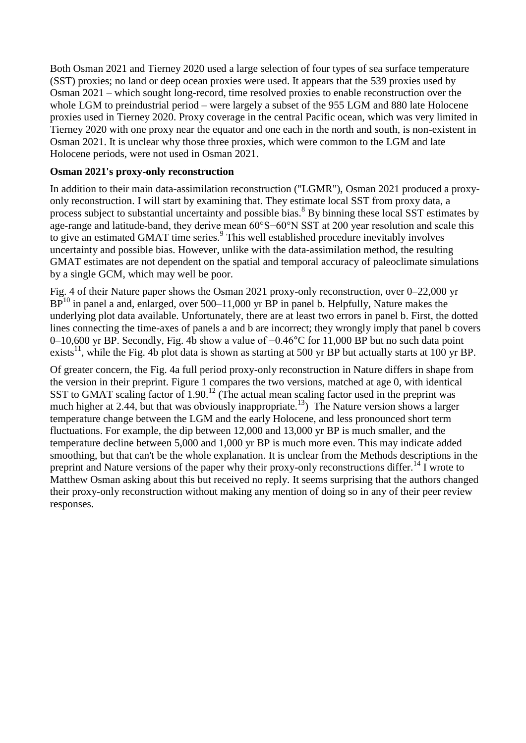Both Osman 2021 and Tierney 2020 used a large selection of four types of sea surface temperature (SST) proxies; no land or deep ocean proxies were used. It appears that the 539 proxies used by Osman 2021 – which sought long-record, time resolved proxies to enable reconstruction over the whole LGM to preindustrial period – were largely a subset of the 955 LGM and 880 late Holocene proxies used in Tierney 2020. Proxy coverage in the central Pacific ocean, which was very limited in Tierney 2020 with one proxy near the equator and one each in the north and south, is non-existent in Osman 2021. It is unclear why those three proxies, which were common to the LGM and late Holocene periods, were not used in Osman 2021.

**Osman 2021's proxy-only reconstruction**

In addition to their main data-assimilation reconstruction ("LGMR"), Osman 2021 produced a proxy-only reconstruction. I will start by examining that. They estimate local SST from proxy data, a process subject to substantial uncertainty and possible bias.[8] By binning these local SST estimates by age-range and latitude-band, they derive mean 60°S−60°N SST at 200 year resolution and scale this to give an estimated GMAT time series.[9] This well established procedure inevitably involves uncertainty and possible bias. However, unlike with the data-assimilation method, the resulting GMAT estimates are not dependent on the spatial and temporal accuracy of paleoclimate simulations by a single GCM, which may well be poor.

Fig. 4 of their Nature paper shows the Osman 2021 proxy-only reconstruction, over 0–22,000 yr BP[10] in panel a and, enlarged, over 500–11,000 yr BP in panel b. Helpfully, Nature makes the underlying plot data available. Unfortunately, there are at least two errors in panel b. First, the dotted lines connecting the time-axes of panels a and b are incorrect; they wrongly imply that panel b covers 0–10,600 yr BP. Secondly, Fig. 4b show a value of −0.46°C for 11,000 BP but no such data point exists[11], while the Fig. 4b plot data is shown as starting at 500 yr BP but actually starts at 100 yr BP.

Of greater concern, the Fig. 4a full period proxy-only reconstruction in Nature differs in shape from the version in their preprint. Figure 1 compares the two versions, matched at age 0, with identical SST to GMAT scaling factor of 1.90.[12] (The actual mean scaling factor used in the preprint was much higher at 2.44, but that was obviously inappropriate.[13]) The Nature version shows a larger temperature change between the LGM and the early Holocene, and less pronounced short term fluctuations. For example, the dip between 12,000 and 13,000 yr BP is much smaller, and the temperature decline between 5,000 and 1,000 yr BP is much more even. This may indicate added smoothing, but that can't be the whole explanation. It is unclear from the Methods descriptions in the preprint and Nature versions of the paper why their proxy-only reconstructions differ.[14] I wrote to Matthew Osman asking about this but received no reply. It seems surprising that the authors changed their proxy-only reconstruction without making any mention of doing so in any of their peer review responses.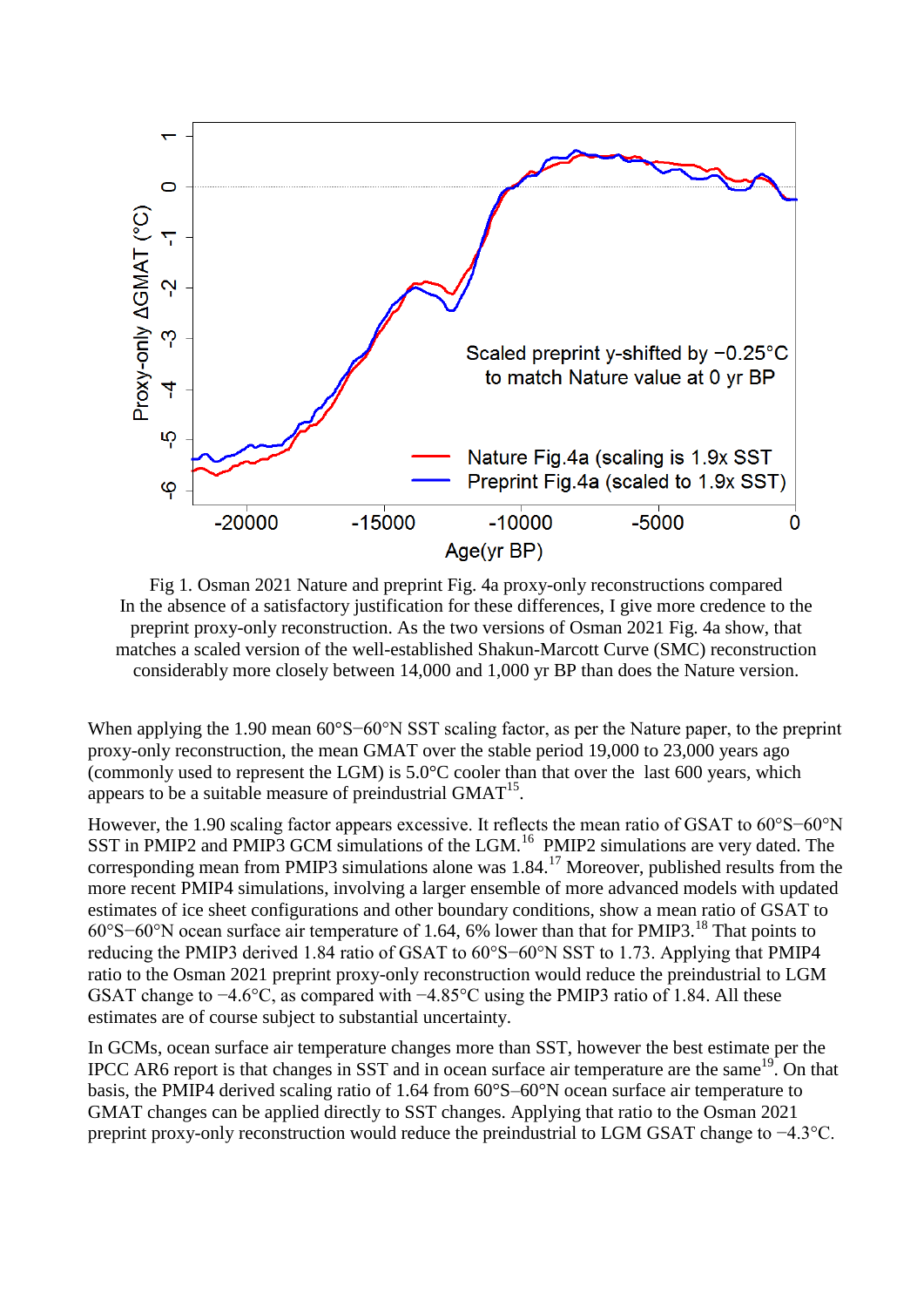Fig 1. Osman 2021 Nature and preprint Fig. 4a proxy-only reconstructions compared
In the absence of a satisfactory justification for these differences, I give more credence to the preprint proxy-only reconstruction. As the two versions of Osman 2021 Fig. 4a show, that matches a scaled version of the well-established Shakun-Marcott Curve (SMC) reconstruction considerably more closely between 14,000 and 1,000 yr BP than does the Nature version.

When applying the 1.90 mean 60°S−60°N SST scaling factor, as per the Nature paper, to the preprint proxy-only reconstruction, the mean GMAT over the stable period 19,000 to 23,000 years ago (commonly used to represent the LGM) is 5.0°C cooler than that over the last 600 years, which appears to be a suitable measure of preindustrial GMAT[15].

However, the 1.90 scaling factor appears excessive. It reflects the mean ratio of GSAT to 60°S−60°N SST in PMIP2 and PMIP3 GCM simulations of the LGM.[16] PMIP2 simulations are very dated. The corresponding mean from PMIP3 simulations alone was 1.84.[17] Moreover, published results from the more recent PMIP4 simulations, involving a larger ensemble of more advanced models with updated estimates of ice sheet configurations and other boundary conditions, show a mean ratio of GSAT to 60°S−60°N ocean surface air temperature of 1.64, 6% lower than that for PMIP3.[18] That points to reducing the PMIP3 derived 1.84 ratio of GSAT to 60°S−60°N SST to 1.73. Applying that PMIP4 ratio to the Osman 2021 preprint proxy-only reconstruction would reduce the preindustrial to LGM GSAT change to −4.6°C, as compared with −4.85°C using the PMIP3 ratio of 1.84. All these estimates are of course subject to substantial uncertainty.

In GCMs, ocean surface air temperature changes more than SST, however the best estimate per the IPCC AR6 report is that changes in SST and in ocean surface air temperature are the same[19]. On that basis, the PMIP4 derived scaling ratio of 1.64 from 60°S–60°N ocean surface air temperature to GMAT changes can be applied directly to SST changes. Applying that ratio to the Osman 2021 preprint proxy-only reconstruction would reduce the preindustrial to LGM GSAT change to −4.3°C.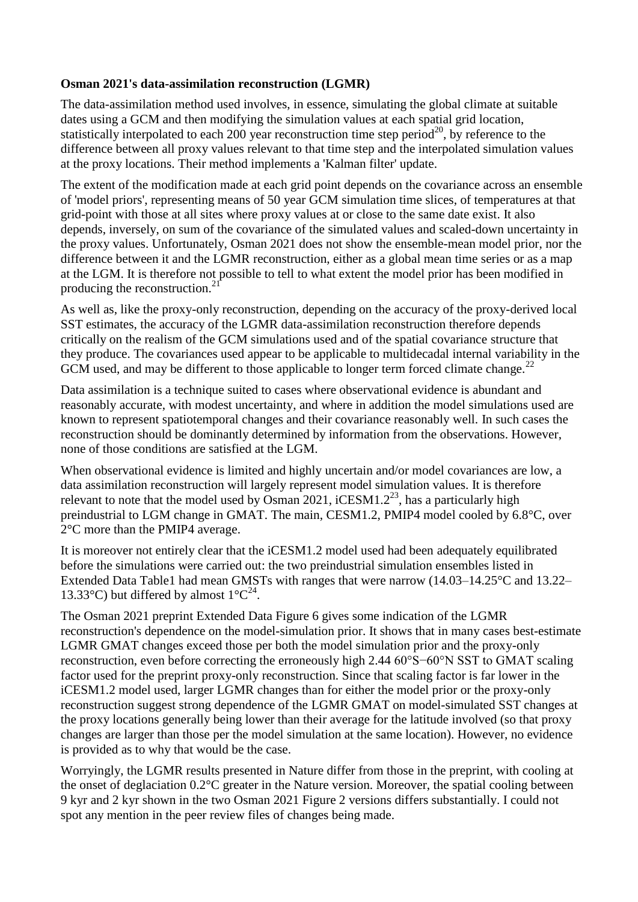**Osman 2021's data-assimilation reconstruction (LGMR)**

The data-assimilation method used involves, in essence, simulating the global climate at suitable dates using a GCM and then modifying the simulation values at each spatial grid location, statistically interpolated to each 200 year reconstruction time step period[20], by reference to the difference between all proxy values relevant to that time step and the interpolated simulation values at the proxy locations. Their method implements a 'Kalman filter' update.

The extent of the modification made at each grid point depends on the covariance across an ensemble of 'model priors', representing means of 50 year GCM simulation time slices, of temperatures at that grid-point with those at all sites where proxy values at or close to the same date exist. It also depends, inversely, on sum of the covariance of the simulated values and scaled-down uncertainty in the proxy values. Unfortunately, Osman 2021 does not show the ensemble-mean model prior, nor the difference between it and the LGMR reconstruction, either as a global mean time series or as a map at the LGM. It is therefore not possible to tell to what extent the model prior has been modified in producing the reconstruction.[21]

As well as, like the proxy-only reconstruction, depending on the accuracy of the proxy-derived local SST estimates, the accuracy of the LGMR data-assimilation reconstruction therefore depends critically on the realism of the GCM simulations used and of the spatial covariance structure that they produce. The covariances used appear to be applicable to multidecadal internal variability in the GCM used, and may be different to those applicable to longer term forced climate change.[22]

Data assimilation is a technique suited to cases where observational evidence is abundant and reasonably accurate, with modest uncertainty, and where in addition the model simulations used are known to represent spatiotemporal changes and their covariance reasonably well. In such cases the reconstruction should be dominantly determined by information from the observations. However, none of those conditions are satisfied at the LGM.

When observational evidence is limited and highly uncertain and/or model covariances are low, a data assimilation reconstruction will largely represent model simulation values. It is therefore relevant to note that the model used by Osman 2021, iCESM1.2[23], has a particularly high preindustrial to LGM change in GMAT. The main, CESM1.2, PMIP4 model cooled by 6.8°C, over 2°C more than the PMIP4 average.

It is moreover not entirely clear that the iCESM1.2 model used had been adequately equilibrated before the simulations were carried out: the two preindustrial simulation ensembles listed in Extended Data Table1 had mean GMSTs with ranges that were narrow (14.03–14.25°C and 13.22–13.33°C) but differed by almost 1°C[24].

The Osman 2021 preprint Extended Data Figure 6 gives some indication of the LGMR reconstruction's dependence on the model-simulation prior. It shows that in many cases best-estimate LGMR GMAT changes exceed those per both the model simulation prior and the proxy-only reconstruction, even before correcting the erroneously high 2.44 60°S−60°N SST to GMAT scaling factor used for the preprint proxy-only reconstruction. Since that scaling factor is far lower in the iCESM1.2 model used, larger LGMR changes than for either the model prior or the proxy-only reconstruction suggest strong dependence of the LGMR GMAT on model-simulated SST changes at the proxy locations generally being lower than their average for the latitude involved (so that proxy changes are larger than those per the model simulation at the same location). However, no evidence is provided as to why that would be the case.

Worryingly, the LGMR results presented in Nature differ from those in the preprint, with cooling at the onset of deglaciation 0.2°C greater in the Nature version. Moreover, the spatial cooling between 9 kyr and 2 kyr shown in the two Osman 2021 Figure 2 versions differs substantially. I could not spot any mention in the peer review files of changes being made.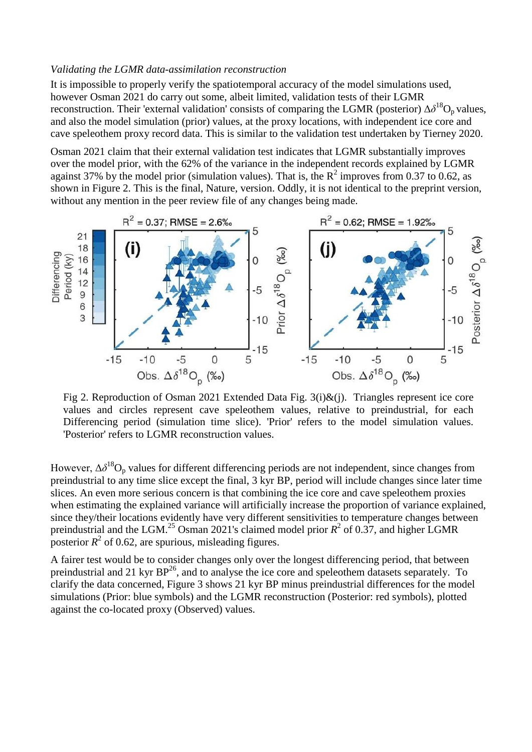*Validating the LGMR data-assimilation reconstruction*

It is impossible to properly verify the spatiotemporal accuracy of the model simulations used, however Osman 2021 do carry out some, albeit limited, validation tests of their LGMR reconstruction. Their 'external validation' consists of comparing the LGMR (posterior) $\Delta\delta^{18}O_p$ values, and also the model simulation (prior) values, at the proxy locations, with independent ice core and cave speleothem proxy record data. This is similar to the validation test undertaken by Tierney 2020.

Osman 2021 claim that their external validation test indicates that LGMR substantially improves over the model prior, with the 62% of the variance in the independent records explained by LGMR against 37% by the model prior (simulation values). That is, the $R^2$ improves from 0.37 to 0.62, as shown in Figure 2. This is the final, Nature, version. Oddly, it is not identical to the preprint version, without any mention in the peer review file of any changes being made.

Fig 2. Reproduction of Osman 2021 Extended Data Fig. 3(i)&(j). Triangles represent ice core values and circles represent cave speleothem values, relative to preindustrial, for each Differencing period (simulation time slice). 'Prior' refers to the model simulation values. 'Posterior' refers to LGMR reconstruction values.

However, $\Delta\delta^{18}O_p$ values for different differencing periods are not independent, since changes from preindustrial to any time slice except the final, 3 kyr BP, period will include changes since later time slices. An even more serious concern is that combining the ice core and cave speleothem proxies when estimating the explained variance will artificially increase the proportion of variance explained, since they/their locations evidently have very different sensitivities to temperature changes between preindustrial and the LGM.[25] Osman 2021's claimed model prior $R^2$ of 0.37, and higher LGMR posterior $R^2$ of 0.62, are spurious, misleading figures.

A fairer test would be to consider changes only over the longest differencing period, that between preindustrial and 21 kyr BP[26], and to analyse the ice core and speleothem datasets separately. To clarify the data concerned, Figure 3 shows 21 kyr BP minus preindustrial differences for the model simulations (Prior: blue symbols) and the LGMR reconstruction (Posterior: red symbols), plotted against the co-located proxy (Observed) values.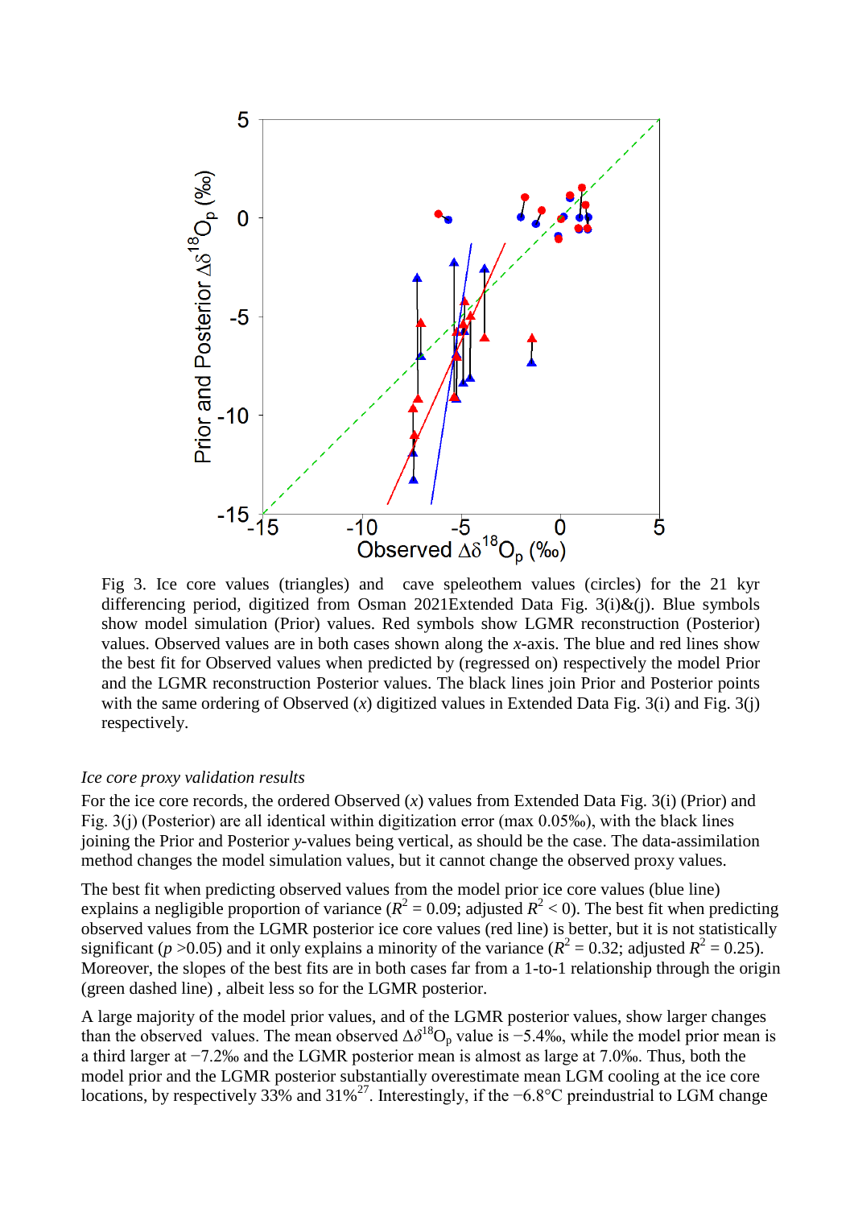Fig 3. Ice core values (triangles) and cave speleothem values (circles) for the 21 kyr differencing period, digitized from Osman 2021Extended Data Fig. 3(i)&(j). Blue symbols show model simulation (Prior) values. Red symbols show LGMR reconstruction (Posterior) values. Observed values are in both cases shown along the *x*-axis. The blue and red lines show the best fit for Observed values when predicted by (regressed on) respectively the model Prior and the LGMR reconstruction Posterior values. The black lines join Prior and Posterior points with the same ordering of Observed (*x*) digitized values in Extended Data Fig. 3(i) and Fig. 3(j) respectively.

*Ice core proxy validation results*

For the ice core records, the ordered Observed (*x*) values from Extended Data Fig. 3(i) (Prior) and Fig. 3(j) (Posterior) are all identical within digitization error (max 0.05‰), with the black lines joining the Prior and Posterior *y*-values being vertical, as should be the case. The data-assimilation method changes the model simulation values, but it cannot change the observed proxy values.

The best fit when predicting observed values from the model prior ice core values (blue line) explains a negligible proportion of variance ($R^2 = 0.09$; adjusted $R^2 < 0$). The best fit when predicting observed values from the LGMR posterior ice core values (red line) is better, but it is not statistically significant ($p > 0.05$) and it only explains a minority of the variance ($R^2 = 0.32$; adjusted $R^2 = 0.25$). Moreover, the slopes of the best fits are in both cases far from a 1-to-1 relationship through the origin (green dashed line) , albeit less so for the LGMR posterior.

A large majority of the model prior values, and of the LGMR posterior values, show larger changes than the observed values. The mean observed $\Delta\delta^{18}O_p$ value is −5.4‰, while the model prior mean is a third larger at −7.2‰ and the LGMR posterior mean is almost as large at 7.0‰. Thus, both the model prior and the LGMR posterior substantially overestimate mean LGM cooling at the ice core locations, by respectively 33% and 31%[27]. Interestingly, if the −6.8°C preindustrial to LGM change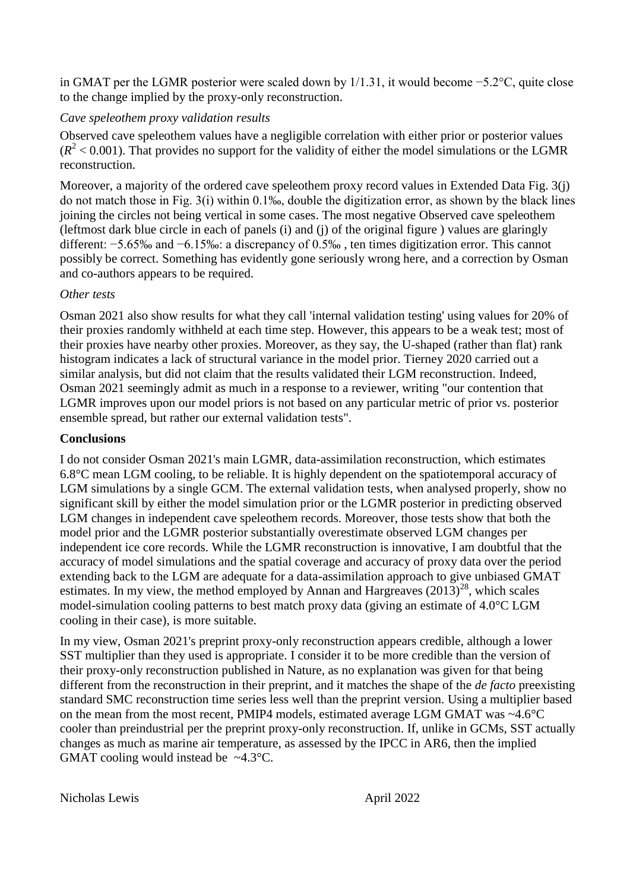in GMAT per the LGMR posterior were scaled down by 1/1.31, it would become −5.2°C, quite close to the change implied by the proxy-only reconstruction.

*Cave speleothem proxy validation results*

Observed cave speleothem values have a negligible correlation with either prior or posterior values ($R^2 < 0.001$). That provides no support for the validity of either the model simulations or the LGMR reconstruction.

Moreover, a majority of the ordered cave speleothem proxy record values in Extended Data Fig. 3(j) do not match those in Fig. 3(i) within 0.1‰, double the digitization error, as shown by the black lines joining the circles not being vertical in some cases. The most negative Observed cave speleothem (leftmost dark blue circle in each of panels (i) and (j) of the original figure ) values are glaringly different: −5.65‰ and −6.15‰: a discrepancy of 0.5‰ , ten times digitization error. This cannot possibly be correct. Something has evidently gone seriously wrong here, and a correction by Osman and co-authors appears to be required.

*Other tests*

Osman 2021 also show results for what they call 'internal validation testing' using values for 20% of their proxies randomly withheld at each time step. However, this appears to be a weak test; most of their proxies have nearby other proxies. Moreover, as they say, the U-shaped (rather than flat) rank histogram indicates a lack of structural variance in the model prior. Tierney 2020 carried out a similar analysis, but did not claim that the results validated their LGM reconstruction. Indeed, Osman 2021 seemingly admit as much in a response to a reviewer, writing "our contention that LGMR improves upon our model priors is not based on any particular metric of prior vs. posterior ensemble spread, but rather our external validation tests".

**Conclusions**

I do not consider Osman 2021's main LGMR, data-assimilation reconstruction, which estimates 6.8°C mean LGM cooling, to be reliable. It is highly dependent on the spatiotemporal accuracy of LGM simulations by a single GCM. The external validation tests, when analysed properly, show no significant skill by either the model simulation prior or the LGMR posterior in predicting observed LGM changes in independent cave speleothem records. Moreover, those tests show that both the model prior and the LGMR posterior substantially overestimate observed LGM changes per independent ice core records. While the LGMR reconstruction is innovative, I am doubtful that the accuracy of model simulations and the spatial coverage and accuracy of proxy data over the period extending back to the LGM are adequate for a data-assimilation approach to give unbiased GMAT estimates. In my view, the method employed by Annan and Hargreaves (2013)[28], which scales model-simulation cooling patterns to best match proxy data (giving an estimate of 4.0°C LGM cooling in their case), is more suitable.

In my view, Osman 2021's preprint proxy-only reconstruction appears credible, although a lower SST multiplier than they used is appropriate. I consider it to be more credible than the version of their proxy-only reconstruction published in Nature, as no explanation was given for that being different from the reconstruction in their preprint, and it matches the shape of the *de facto* preexisting standard SMC reconstruction time series less well than the preprint version. Using a multiplier based on the mean from the most recent, PMIP4 models, estimated average LGM GMAT was ~4.6°C cooler than preindustrial per the preprint proxy-only reconstruction. If, unlike in GCMs, SST actually changes as much as marine air temperature, as assessed by the IPCC in AR6, then the implied GMAT cooling would instead be ~4.3°C.

Nicholas Lewis April 2022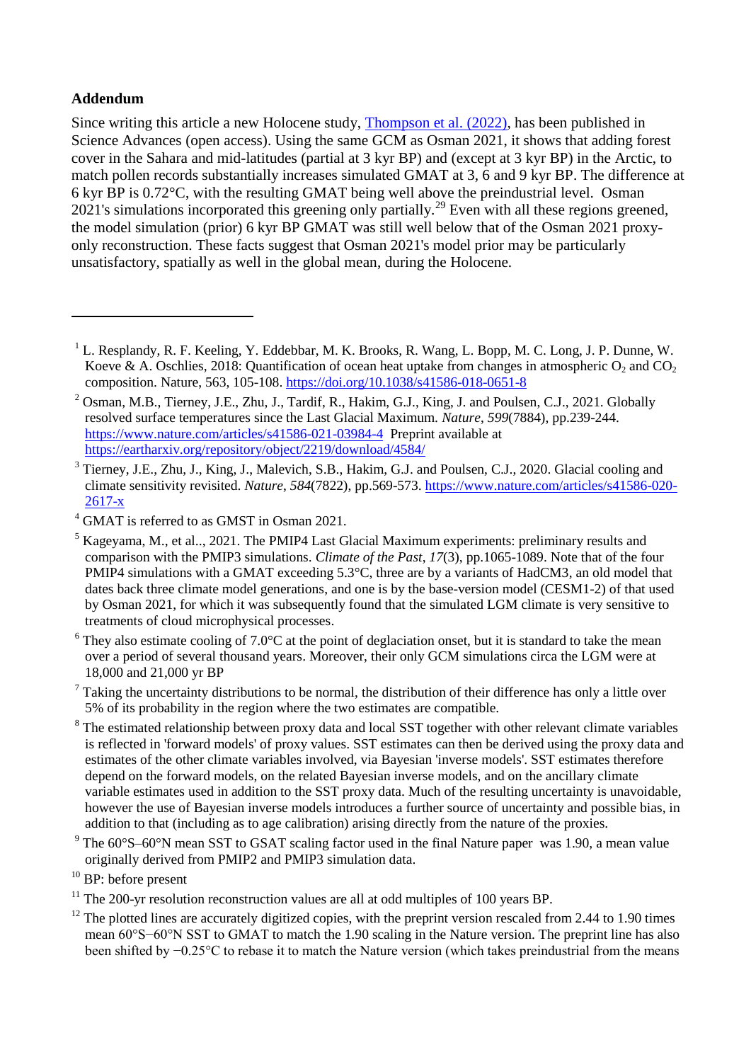**Addendum**

Since writing this article a new Holocene study, [Thompson et al. (2022)](), has been published in Science Advances (open access). Using the same GCM as Osman 2021, it shows that adding forest cover in the Sahara and mid-latitudes (partial at 3 kyr BP) and (except at 3 kyr BP) in the Arctic, to match pollen records substantially increases simulated GMAT at 3, 6 and 9 kyr BP. The difference at 6 kyr BP is 0.72°C, with the resulting GMAT being well above the preindustrial level. Osman 2021's simulations incorporated this greening only partially.[29] Even with all these regions greened, the model simulation (prior) 6 kyr BP GMAT was still well below that of the Osman 2021 proxy-only reconstruction. These facts suggest that Osman 2021's model prior may be particularly unsatisfactory, spatially as well in the global mean, during the Holocene.

---

[1] L. Resplandy, R. F. Keeling, Y. Eddebbar, M. K. Brooks, R. Wang, L. Bopp, M. C. Long, J. P. Dunne, W. Koeve & A. Oschlies, 2018: Quantification of ocean heat uptake from changes in atmospheric $O_2$ and $CO_2$ composition. Nature, 563, 105-108. https://doi.org/10.1038/s41586-018-0651-8

[2] Osman, M.B., Tierney, J.E., Zhu, J., Tardif, R., Hakim, G.J., King, J. and Poulsen, C.J., 2021. Globally resolved surface temperatures since the Last Glacial Maximum. *Nature*, *599*(7884), pp.239-244. https://www.nature.com/articles/s41586-021-03984-4 Preprint available at https://eartharxiv.org/repository/object/2219/download/4584/

[3] Tierney, J.E., Zhu, J., King, J., Malevich, S.B., Hakim, G.J. and Poulsen, C.J., 2020. Glacial cooling and climate sensitivity revisited. *Nature*, *584*(7822), pp.569-573. https://www.nature.com/articles/s41586-020-2617-x

[4] GMAT is referred to as GMST in Osman 2021.

[5] Kageyama, M., et al.., 2021. The PMIP4 Last Glacial Maximum experiments: preliminary results and comparison with the PMIP3 simulations. *Climate of the Past*, *17*(3), pp.1065-1089. Note that of the four PMIP4 simulations with a GMAT exceeding 5.3°C, three are by a variants of HadCM3, an old model that dates back three climate model generations, and one is by the base-version model (CESM1-2) of that used by Osman 2021, for which it was subsequently found that the simulated LGM climate is very sensitive to treatments of cloud microphysical processes.

[6] They also estimate cooling of 7.0°C at the point of deglaciation onset, but it is standard to take the mean over a period of several thousand years. Moreover, their only GCM simulations circa the LGM were at 18,000 and 21,000 yr BP

[7] Taking the uncertainty distributions to be normal, the distribution of their difference has only a little over 5% of its probability in the region where the two estimates are compatible.

[8] The estimated relationship between proxy data and local SST together with other relevant climate variables is reflected in 'forward models' of proxy values. SST estimates can then be derived using the proxy data and estimates of the other climate variables involved, via Bayesian 'inverse models'. SST estimates therefore depend on the forward models, on the related Bayesian inverse models, and on the ancillary climate variable estimates used in addition to the SST proxy data. Much of the resulting uncertainty is unavoidable, however the use of Bayesian inverse models introduces a further source of uncertainty and possible bias, in addition to that (including as to age calibration) arising directly from the nature of the proxies.

[9] The 60°S–60°N mean SST to GSAT scaling factor used in the final Nature paper was 1.90, a mean value originally derived from PMIP2 and PMIP3 simulation data.

[10] BP: before present

[11] The 200-yr resolution reconstruction values are all at odd multiples of 100 years BP.

[12] The plotted lines are accurately digitized copies, with the preprint version rescaled from 2.44 to 1.90 times mean 60°S−60°N SST to GMAT to match the 1.90 scaling in the Nature version. The preprint line has also been shifted by −0.25°C to rebase it to match the Nature version (which takes preindustrial from the means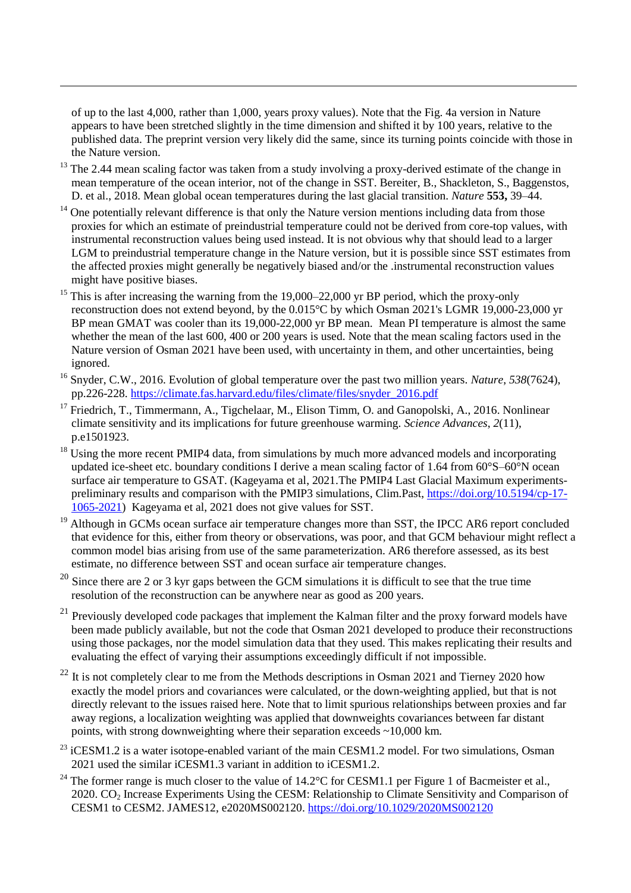of up to the last 4,000, rather than 1,000, years proxy values). Note that the Fig. 4a version in Nature appears to have been stretched slightly in the time dimension and shifted it by 100 years, relative to the published data. The preprint version very likely did the same, since its turning points coincide with those in the Nature version.

[13] The 2.44 mean scaling factor was taken from a study involving a proxy-derived estimate of the change in mean temperature of the ocean interior, not of the change in SST. Bereiter, B., Shackleton, S., Baggenstos, D. et al., 2018. Mean global ocean temperatures during the last glacial transition. *Nature* **553,** 39–44.

[14] One potentially relevant difference is that only the Nature version mentions including data from those proxies for which an estimate of preindustrial temperature could not be derived from core-top values, with instrumental reconstruction values being used instead. It is not obvious why that should lead to a larger LGM to preindustrial temperature change in the Nature version, but it is possible since SST estimates from the affected proxies might generally be negatively biased and/or the .instrumental reconstruction values might have positive biases.

[15] This is after increasing the warning from the 19,000–22,000 yr BP period, which the proxy-only reconstruction does not extend beyond, by the 0.015°C by which Osman 2021's LGMR 19,000-23,000 yr BP mean GMAT was cooler than its 19,000-22,000 yr BP mean. Mean PI temperature is almost the same whether the mean of the last 600, 400 or 200 years is used. Note that the mean scaling factors used in the Nature version of Osman 2021 have been used, with uncertainty in them, and other uncertainties, being ignored.

[16] Snyder, C.W., 2016. Evolution of global temperature over the past two million years. *Nature*, *538*(7624), pp.226-228. https://climate.fas.harvard.edu/files/climate/files/snyder_2016.pdf

[17] Friedrich, T., Timmermann, A., Tigchelaar, M., Elison Timm, O. and Ganopolski, A., 2016. Nonlinear climate sensitivity and its implications for future greenhouse warming. *Science Advances*, *2*(11), p.e1501923.

[18] Using the more recent PMIP4 data, from simulations by much more advanced models and incorporating updated ice-sheet etc. boundary conditions I derive a mean scaling factor of 1.64 from 60°S–60°N ocean surface air temperature to GSAT. (Kageyama et al, 2021.The PMIP4 Last Glacial Maximum experiments-preliminary results and comparison with the PMIP3 simulations, Clim.Past, https://doi.org/10.5194/cp-17-1065-2021) Kageyama et al, 2021 does not give values for SST.

[19] Although in GCMs ocean surface air temperature changes more than SST, the IPCC AR6 report concluded that evidence for this, either from theory or observations, was poor, and that GCM behaviour might reflect a common model bias arising from use of the same parameterization. AR6 therefore assessed, as its best estimate, no difference between SST and ocean surface air temperature changes.

[20] Since there are 2 or 3 kyr gaps between the GCM simulations it is difficult to see that the true time resolution of the reconstruction can be anywhere near as good as 200 years.

[21] Previously developed code packages that implement the Kalman filter and the proxy forward models have been made publicly available, but not the code that Osman 2021 developed to produce their reconstructions using those packages, nor the model simulation data that they used. This makes replicating their results and evaluating the effect of varying their assumptions exceedingly difficult if not impossible.

[22] It is not completely clear to me from the Methods descriptions in Osman 2021 and Tierney 2020 how exactly the model priors and covariances were calculated, or the down-weighting applied, but that is not directly relevant to the issues raised here. Note that to limit spurious relationships between proxies and far away regions, a localization weighting was applied that downweights covariances between far distant points, with strong downweighting where their separation exceeds ~10,000 km.

[23] iCESM1.2 is a water isotope-enabled variant of the main CESM1.2 model. For two simulations, Osman 2021 used the similar iCESM1.3 variant in addition to iCESM1.2.

[24] The former range is much closer to the value of 14.2°C for CESM1.1 per Figure 1 of Bacmeister et al., 2020. $CO_2$ Increase Experiments Using the CESM: Relationship to Climate Sensitivity and Comparison of CESM1 to CESM2. JAMES12, e2020MS002120. https://doi.org/10.1029/2020MS002120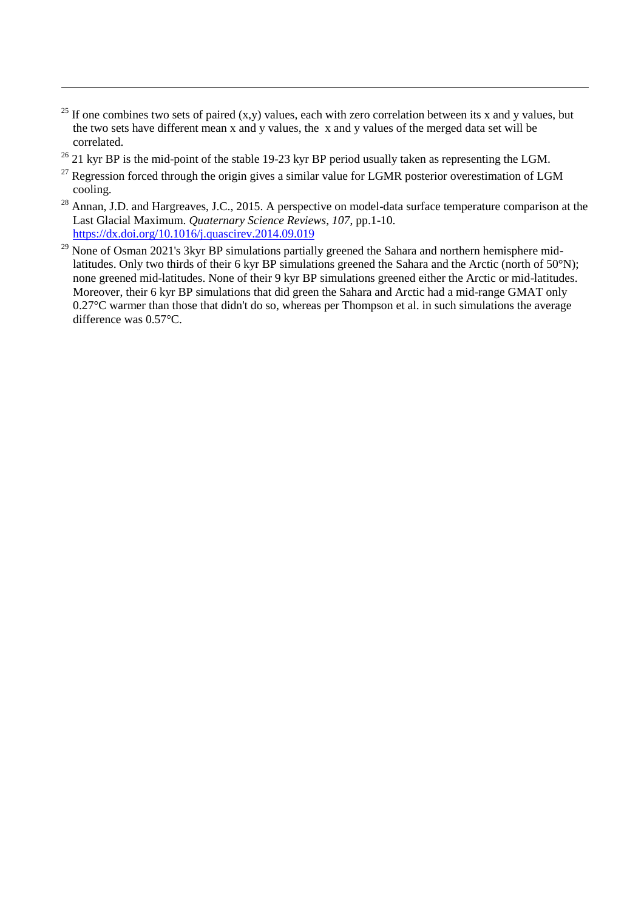[25] If one combines two sets of paired (x,y) values, each with zero correlation between its x and y values, but the two sets have different mean x and y values, the x and y values of the merged data set will be correlated.

[26] 21 kyr BP is the mid-point of the stable 19-23 kyr BP period usually taken as representing the LGM.

[27] Regression forced through the origin gives a similar value for LGMR posterior overestimation of LGM cooling.

[28] Annan, J.D. and Hargreaves, J.C., 2015. A perspective on model-data surface temperature comparison at the Last Glacial Maximum. *Quaternary Science Reviews*, *107*, pp.1-10. https://dx.doi.org/10.1016/j.quascirev.2014.09.019

[29] None of Osman 2021's 3kyr BP simulations partially greened the Sahara and northern hemisphere mid-latitudes. Only two thirds of their 6 kyr BP simulations greened the Sahara and the Arctic (north of 50°N); none greened mid-latitudes. None of their 9 kyr BP simulations greened either the Arctic or mid-latitudes. Moreover, their 6 kyr BP simulations that did green the Sahara and Arctic had a mid-range GMAT only 0.27°C warmer than those that didn't do so, whereas per Thompson et al. in such simulations the average difference was 0.57°C.